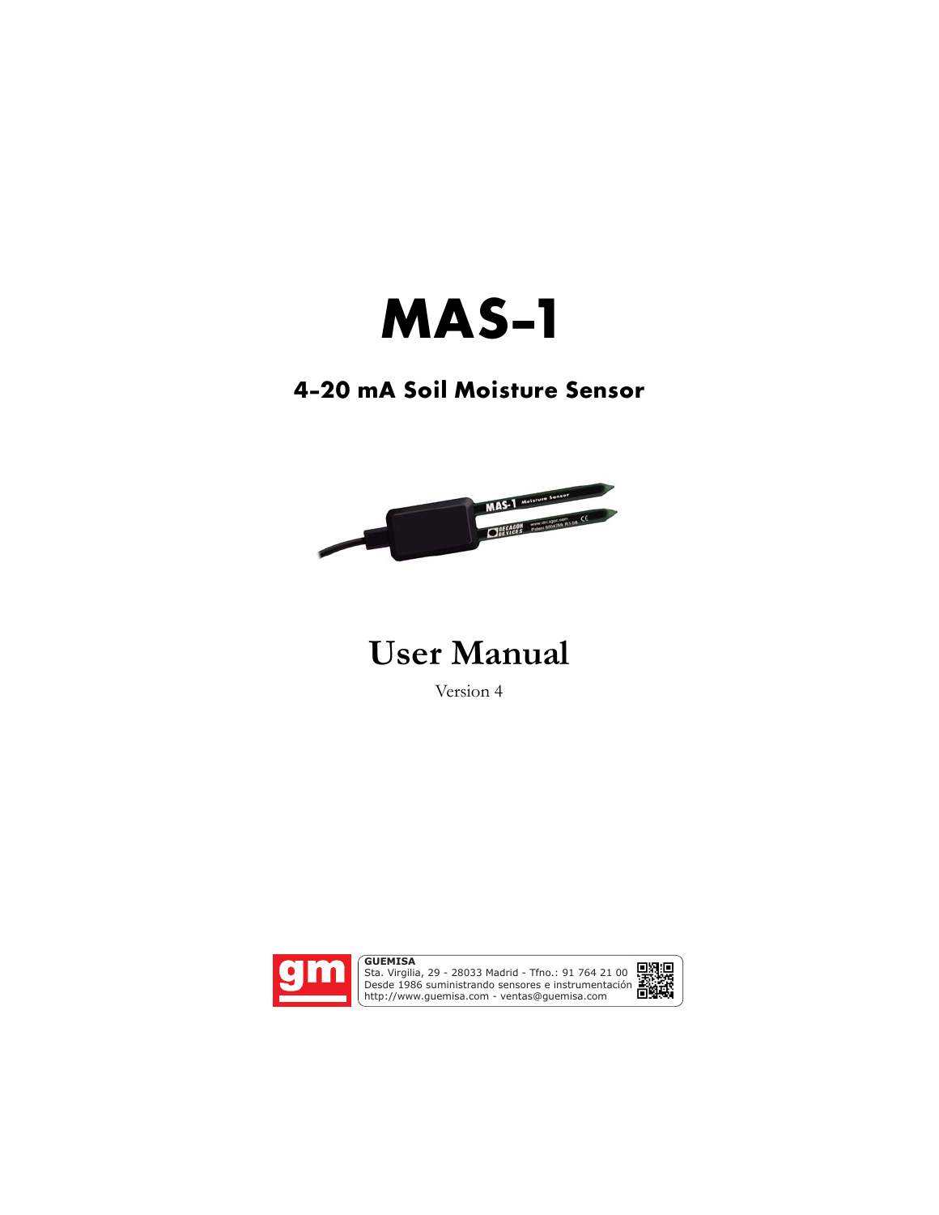# MAS-1

## 4-20 mA Soil Moisture Sensor

# User Manual

Version 4

**GUEMISA**
Sta. Virgilia, 29 - 28033 Madrid - Tfno.: 91 764 21 00
Desde 1986 suministrando sensores e instrumentación
http://www.guemisa.com - ventas@guemisa.com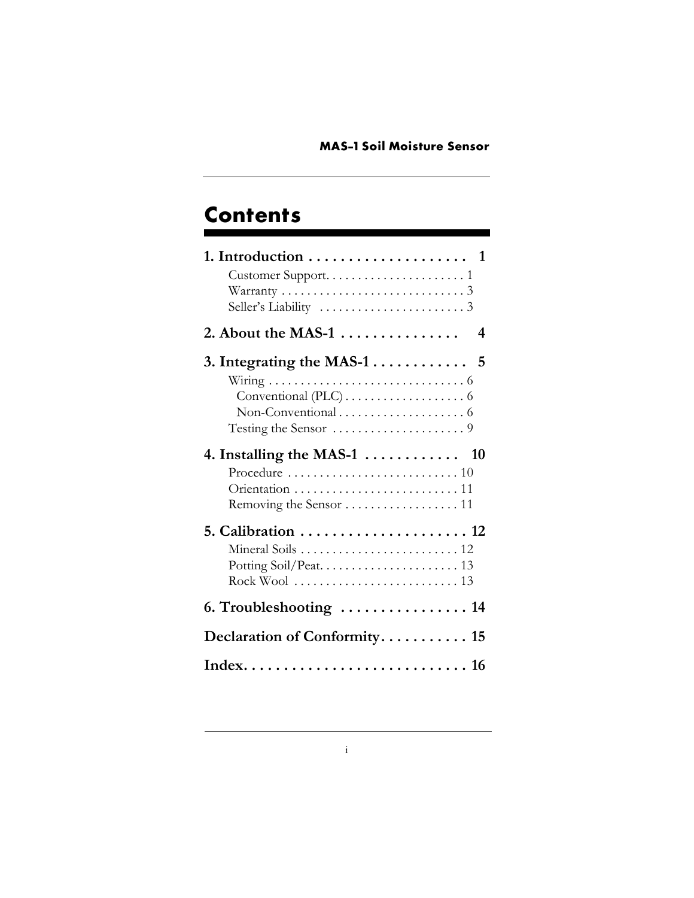# Contents

**1. Introduction . . . . . . . . . . . . . . . . . . . . 1**

- Customer Support. . . . . . . . . . . . . . . . . . . . . . 1
- Warranty . . . . . . . . . . . . . . . . . . . . . . . . . . . . . 3
- Seller's Liability . . . . . . . . . . . . . . . . . . . . . . . 3

**2. About the MAS-1 . . . . . . . . . . . . . . . 4**

**3. Integrating the MAS-1 . . . . . . . . . . . . 5**

- Wiring . . . . . . . . . . . . . . . . . . . . . . . . . . . . . . . 6
  - Conventional (PLC) . . . . . . . . . . . . . . . . . . . 6
  - Non-Conventional . . . . . . . . . . . . . . . . . . . . 6
- Testing the Sensor . . . . . . . . . . . . . . . . . . . . . 9

**4. Installing the MAS-1 . . . . . . . . . . . . 10**

- Procedure . . . . . . . . . . . . . . . . . . . . . . . . . . . 10
- Orientation . . . . . . . . . . . . . . . . . . . . . . . . . . 11
- Removing the Sensor . . . . . . . . . . . . . . . . . . 11

**5. Calibration . . . . . . . . . . . . . . . . . . . . . 12**

- Mineral Soils . . . . . . . . . . . . . . . . . . . . . . . . . 12
- Potting Soil/Peat. . . . . . . . . . . . . . . . . . . . . . 13
- Rock Wool . . . . . . . . . . . . . . . . . . . . . . . . . . 13

**6. Troubleshooting . . . . . . . . . . . . . . . . 14**

**Declaration of Conformity. . . . . . . . . . . 15**

**Index. . . . . . . . . . . . . . . . . . . . . . . . . . . . 16**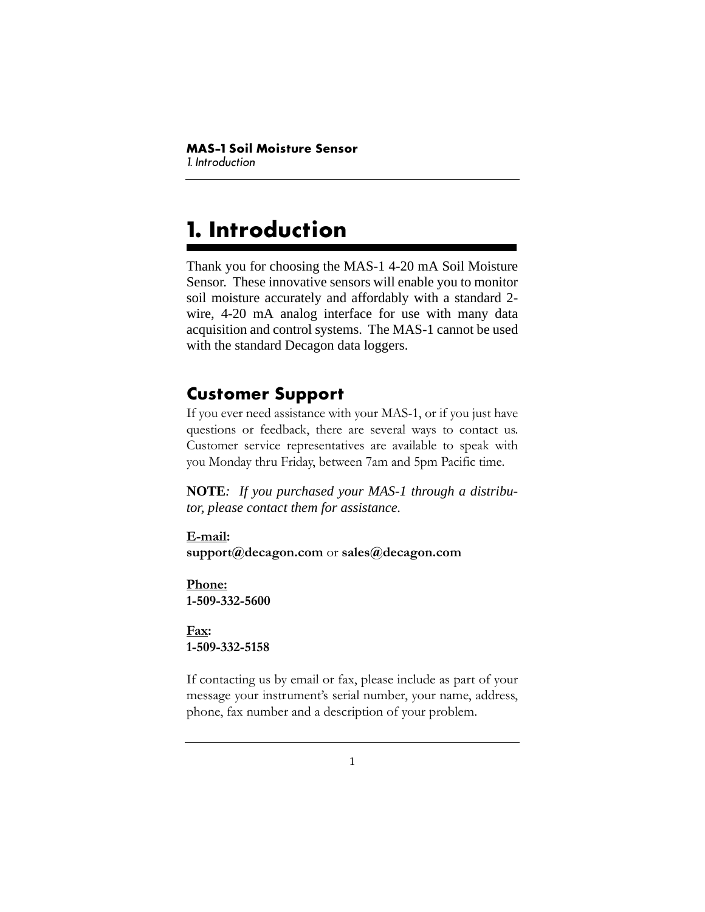# 1. Introduction

Thank you for choosing the MAS-1 4-20 mA Soil Moisture Sensor. These innovative sensors will enable you to monitor soil moisture accurately and affordably with a standard 2-wire, 4-20 mA analog interface for use with many data acquisition and control systems. The MAS-1 cannot be used with the standard Decagon data loggers.

## Customer Support

If you ever need assistance with your MAS-1, or if you just have questions or feedback, there are several ways to contact us. Customer service representatives are available to speak with you Monday thru Friday, between 7am and 5pm Pacific time.

**NOTE**: *If you purchased your MAS-1 through a distributor, please contact them for assistance.*

**E-mail:**
**support@decagon.com** or **sales@decagon.com**

**Phone:**
**1-509-332-5600**

**Fax:**
**1-509-332-5158**

If contacting us by email or fax, please include as part of your message your instrument's serial number, your name, address, phone, fax number and a description of your problem.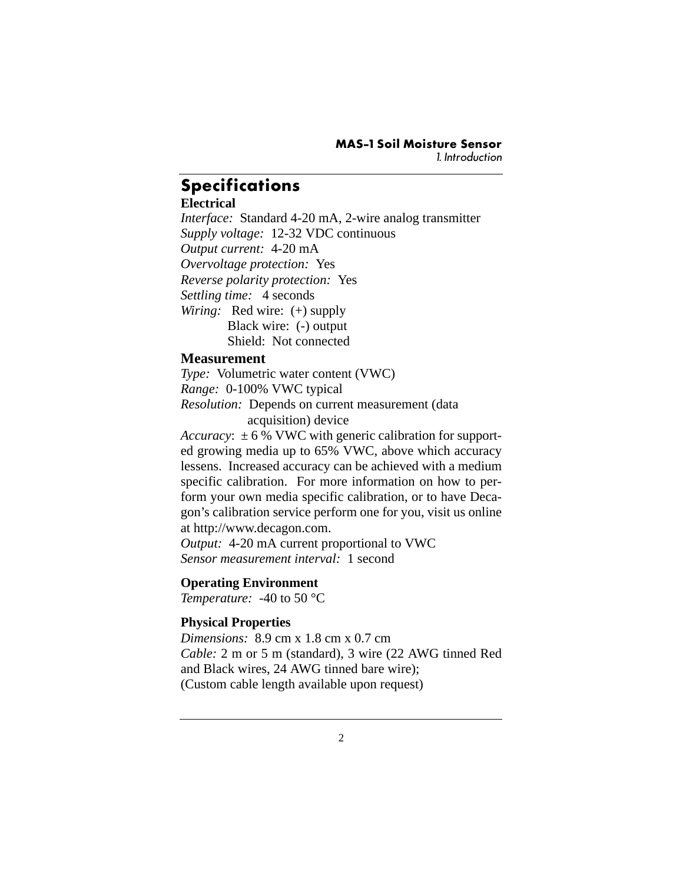## Specifications

### Electrical

*Interface:* Standard 4-20 mA, 2-wire analog transmitter
*Supply voltage:* 12-32 VDC continuous
*Output current:* 4-20 mA
*Overvoltage protection:* Yes
*Reverse polarity protection:* Yes
*Settling time:* 4 seconds
*Wiring:* Red wire: (+) supply
Black wire: (-) output
Shield: Not connected

### Measurement

*Type:* Volumetric water content (VWC)
*Range:* 0-100% VWC typical
*Resolution:* Depends on current measurement (data acquisition) device
*Accuracy*: ± 6 % VWC with generic calibration for supported growing media up to 65% VWC, above which accuracy lessens. Increased accuracy can be achieved with a medium specific calibration. For more information on how to perform your own media specific calibration, or to have Decagon's calibration service perform one for you, visit us online at http://www.decagon.com.
*Output:* 4-20 mA current proportional to VWC
*Sensor measurement interval:* 1 second

### Operating Environment

*Temperature:* -40 to 50 °C

### Physical Properties

*Dimensions:* 8.9 cm x 1.8 cm x 0.7 cm
*Cable:* 2 m or 5 m (standard), 3 wire (22 AWG tinned Red and Black wires, 24 AWG tinned bare wire);
(Custom cable length available upon request)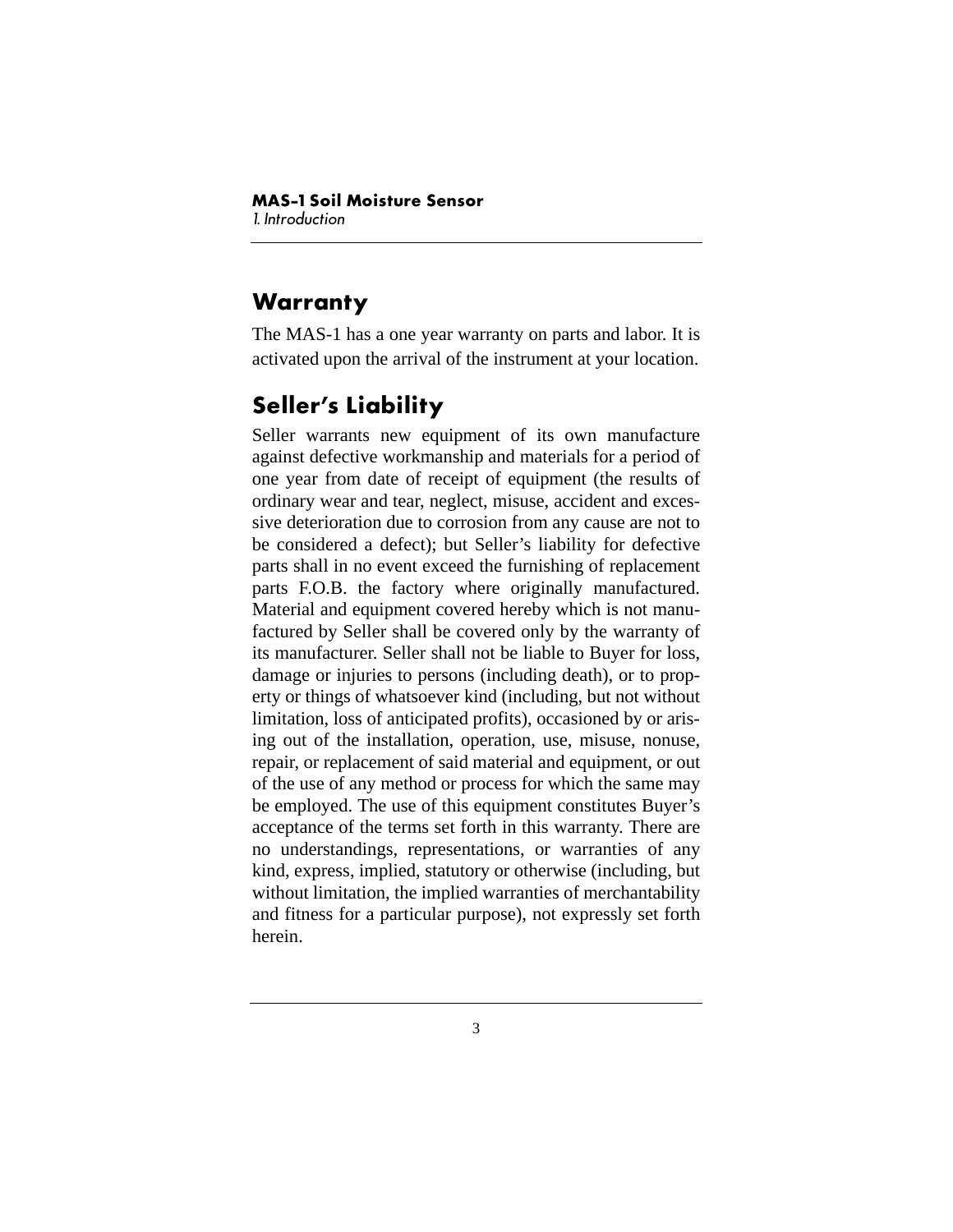## Warranty

The MAS-1 has a one year warranty on parts and labor. It is activated upon the arrival of the instrument at your location.

## Seller's Liability

Seller warrants new equipment of its own manufacture against defective workmanship and materials for a period of one year from date of receipt of equipment (the results of ordinary wear and tear, neglect, misuse, accident and excessive deterioration due to corrosion from any cause are not to be considered a defect); but Seller's liability for defective parts shall in no event exceed the furnishing of replacement parts F.O.B. the factory where originally manufactured. Material and equipment covered hereby which is not manufactured by Seller shall be covered only by the warranty of its manufacturer. Seller shall not be liable to Buyer for loss, damage or injuries to persons (including death), or to property or things of whatsoever kind (including, but not without limitation, loss of anticipated profits), occasioned by or arising out of the installation, operation, use, misuse, nonuse, repair, or replacement of said material and equipment, or out of the use of any method or process for which the same may be employed. The use of this equipment constitutes Buyer's acceptance of the terms set forth in this warranty. There are no understandings, representations, or warranties of any kind, express, implied, statutory or otherwise (including, but without limitation, the implied warranties of merchantability and fitness for a particular purpose), not expressly set forth herein.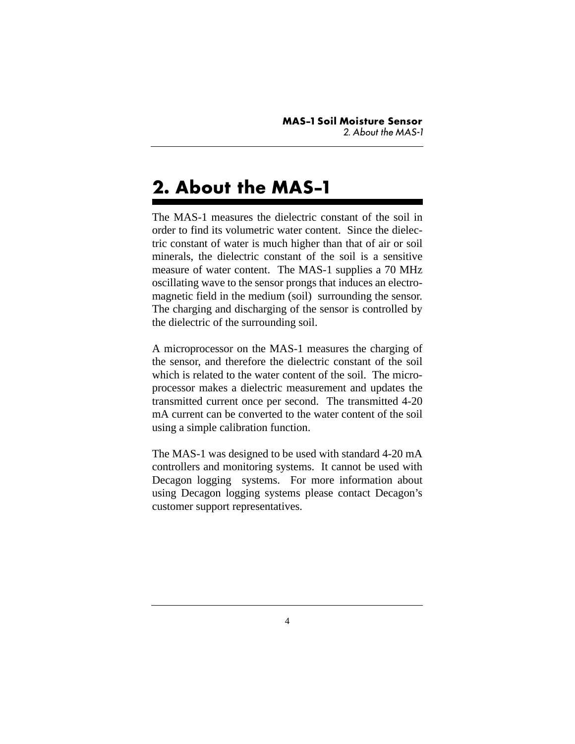# 2. About the MAS-1

The MAS-1 measures the dielectric constant of the soil in order to find its volumetric water content. Since the dielectric constant of water is much higher than that of air or soil minerals, the dielectric constant of the soil is a sensitive measure of water content. The MAS-1 supplies a 70 MHz oscillating wave to the sensor prongs that induces an electromagnetic field in the medium (soil) surrounding the sensor. The charging and discharging of the sensor is controlled by the dielectric of the surrounding soil.

A microprocessor on the MAS-1 measures the charging of the sensor, and therefore the dielectric constant of the soil which is related to the water content of the soil. The microprocessor makes a dielectric measurement and updates the transmitted current once per second. The transmitted 4-20 mA current can be converted to the water content of the soil using a simple calibration function.

The MAS-1 was designed to be used with standard 4-20 mA controllers and monitoring systems. It cannot be used with Decagon logging systems. For more information about using Decagon logging systems please contact Decagon's customer support representatives.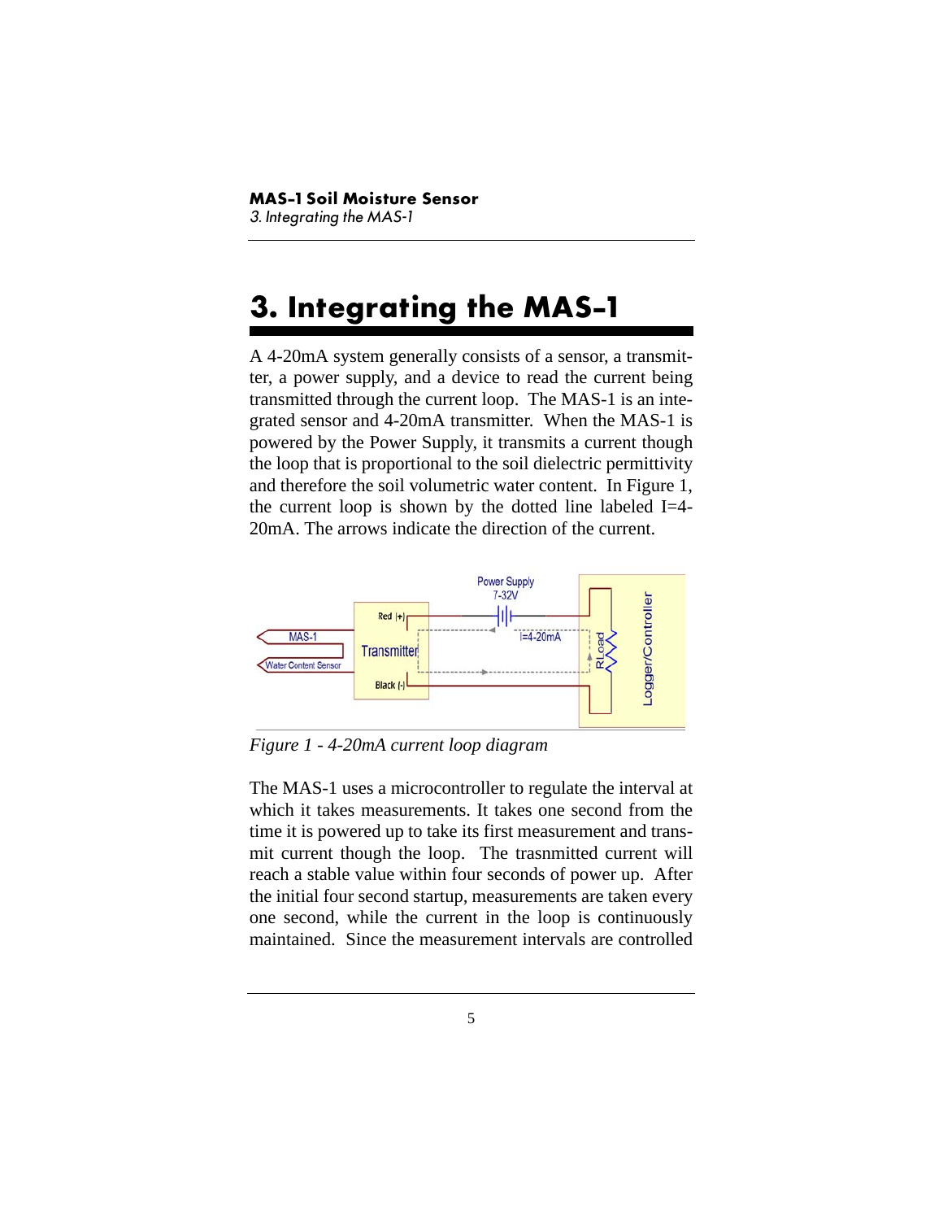# 3. Integrating the MAS-1

A 4-20mA system generally consists of a sensor, a transmitter, a power supply, and a device to read the current being transmitted through the current loop. The MAS-1 is an integrated sensor and 4-20mA transmitter. When the MAS-1 is powered by the Power Supply, it transmits a current though the loop that is proportional to the soil dielectric permittivity and therefore the soil volumetric water content. In Figure 1, the current loop is shown by the dotted line labeled I=4-20mA. The arrows indicate the direction of the current.

*Figure 1 - 4-20mA current loop diagram*

The MAS-1 uses a microcontroller to regulate the interval at which it takes measurements. It takes one second from the time it is powered up to take its first measurement and transmit current though the loop. The trasnmitted current will reach a stable value within four seconds of power up. After the initial four second startup, measurements are taken every one second, while the current in the loop is continuously maintained. Since the measurement intervals are controlled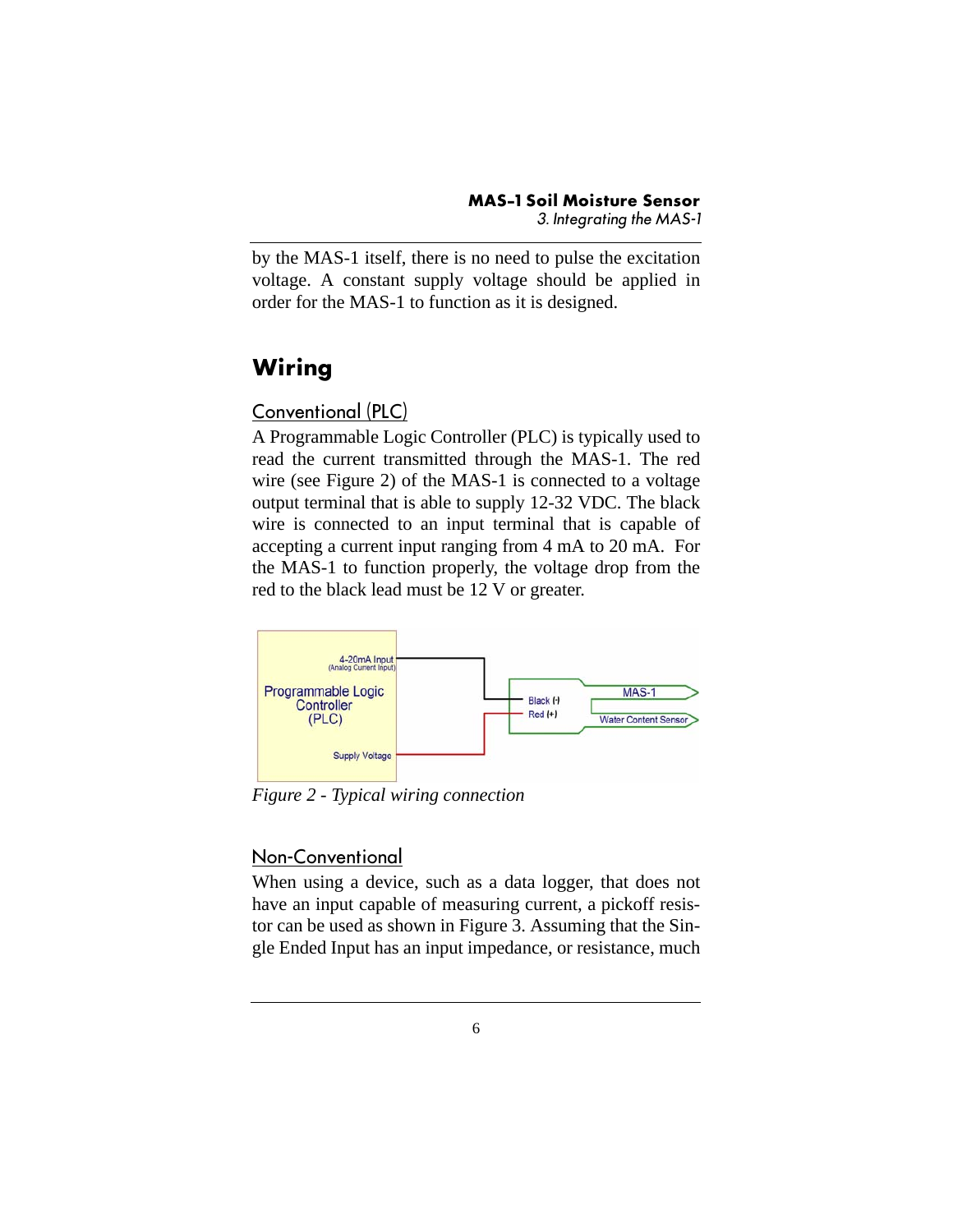by the MAS-1 itself, there is no need to pulse the excitation voltage. A constant supply voltage should be applied in order for the MAS-1 to function as it is designed.

## Wiring

### Conventional (PLC)

A Programmable Logic Controller (PLC) is typically used to read the current transmitted through the MAS-1. The red wire (see Figure 2) of the MAS-1 is connected to a voltage output terminal that is able to supply 12-32 VDC. The black wire is connected to an input terminal that is capable of accepting a current input ranging from 4 mA to 20 mA. For the MAS-1 to function properly, the voltage drop from the red to the black lead must be 12 V or greater.

*Figure 2 - Typical wiring connection*

### Non-Conventional

When using a device, such as a data logger, that does not have an input capable of measuring current, a pickoff resistor can be used as shown in Figure 3. Assuming that the Single Ended Input has an input impedance, or resistance, much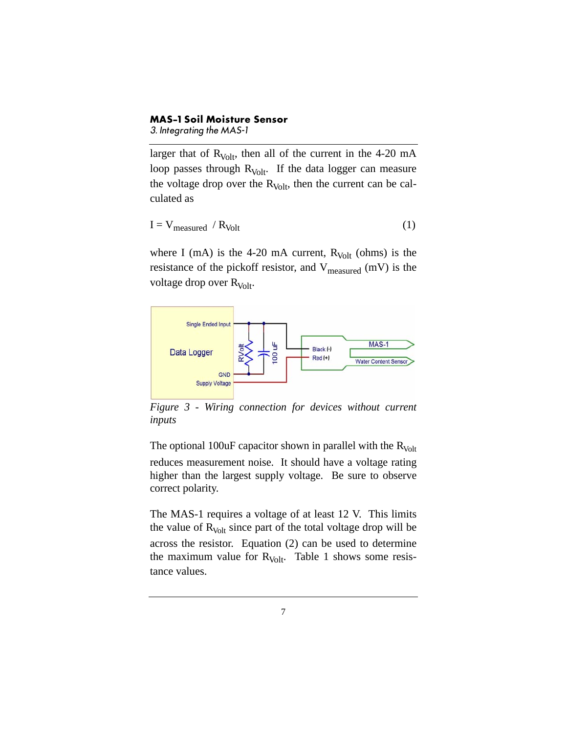larger that of $R_{Volt}$, then all of the current in the 4-20 mA loop passes through $R_{Volt}$. If the data logger can measure the voltage drop over the $R_{Volt}$, then the current can be calculated as

$$I = V_{measured} / R_{Volt} \quad (1)$$

where I (mA) is the 4-20 mA current, $R_{Volt}$ (ohms) is the resistance of the pickoff resistor, and $V_{measured}$ (mV) is the voltage drop over $R_{Volt}$.

*Figure 3 - Wiring connection for devices without current inputs*

The optional 100uF capacitor shown in parallel with the $R_{Volt}$ reduces measurement noise. It should have a voltage rating higher than the largest supply voltage. Be sure to observe correct polarity.

The MAS-1 requires a voltage of at least 12 V. This limits the value of $R_{Volt}$ since part of the total voltage drop will be across the resistor. Equation (2) can be used to determine the maximum value for $R_{Volt}$. Table 1 shows some resistance values.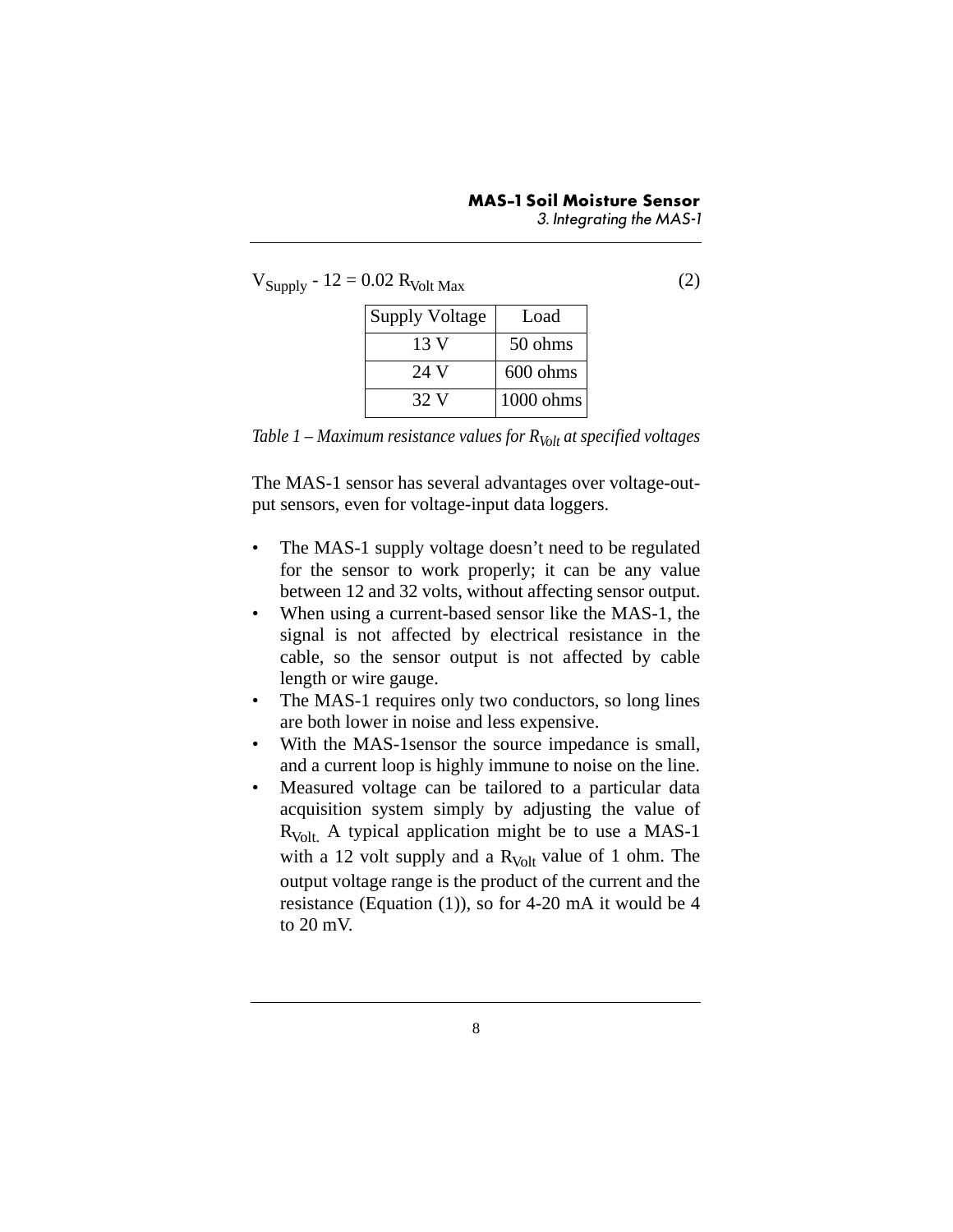$$V_{Supply} - 12 = 0.02\, R_{Volt\ Max} \tag{2}$$

| Supply Voltage | Load |
|---|---|
| 13 V | 50 ohms |
| 24 V | 600 ohms |
| 32 V | 1000 ohms |

*Table 1 – Maximum resistance values for $R_{Volt}$ at specified voltages*

The MAS-1 sensor has several advantages over voltage-output sensors, even for voltage-input data loggers.

- The MAS-1 supply voltage doesn't need to be regulated for the sensor to work properly; it can be any value between 12 and 32 volts, without affecting sensor output.
- When using a current-based sensor like the MAS-1, the signal is not affected by electrical resistance in the cable, so the sensor output is not affected by cable length or wire gauge.
- The MAS-1 requires only two conductors, so long lines are both lower in noise and less expensive.
- With the MAS-1sensor the source impedance is small, and a current loop is highly immune to noise on the line.
- Measured voltage can be tailored to a particular data acquisition system simply by adjusting the value of $R_{Volt.}$ A typical application might be to use a MAS-1 with a 12 volt supply and a $R_{Volt}$ value of 1 ohm. The output voltage range is the product of the current and the resistance (Equation (1)), so for 4-20 mA it would be 4 to 20 mV.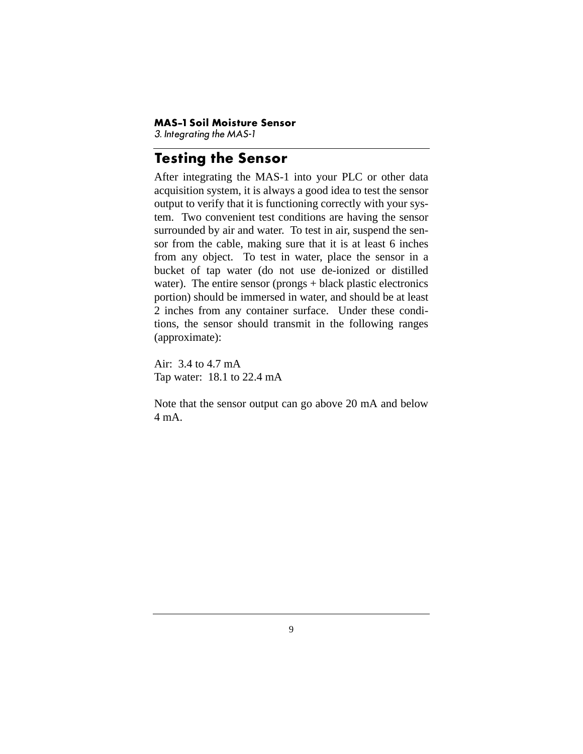## Testing the Sensor

After integrating the MAS-1 into your PLC or other data acquisition system, it is always a good idea to test the sensor output to verify that it is functioning correctly with your system. Two convenient test conditions are having the sensor surrounded by air and water. To test in air, suspend the sensor from the cable, making sure that it is at least 6 inches from any object. To test in water, place the sensor in a bucket of tap water (do not use de-ionized or distilled water). The entire sensor (prongs + black plastic electronics portion) should be immersed in water, and should be at least 2 inches from any container surface. Under these conditions, the sensor should transmit in the following ranges (approximate):

Air: 3.4 to 4.7 mA
Tap water: 18.1 to 22.4 mA

Note that the sensor output can go above 20 mA and below 4 mA.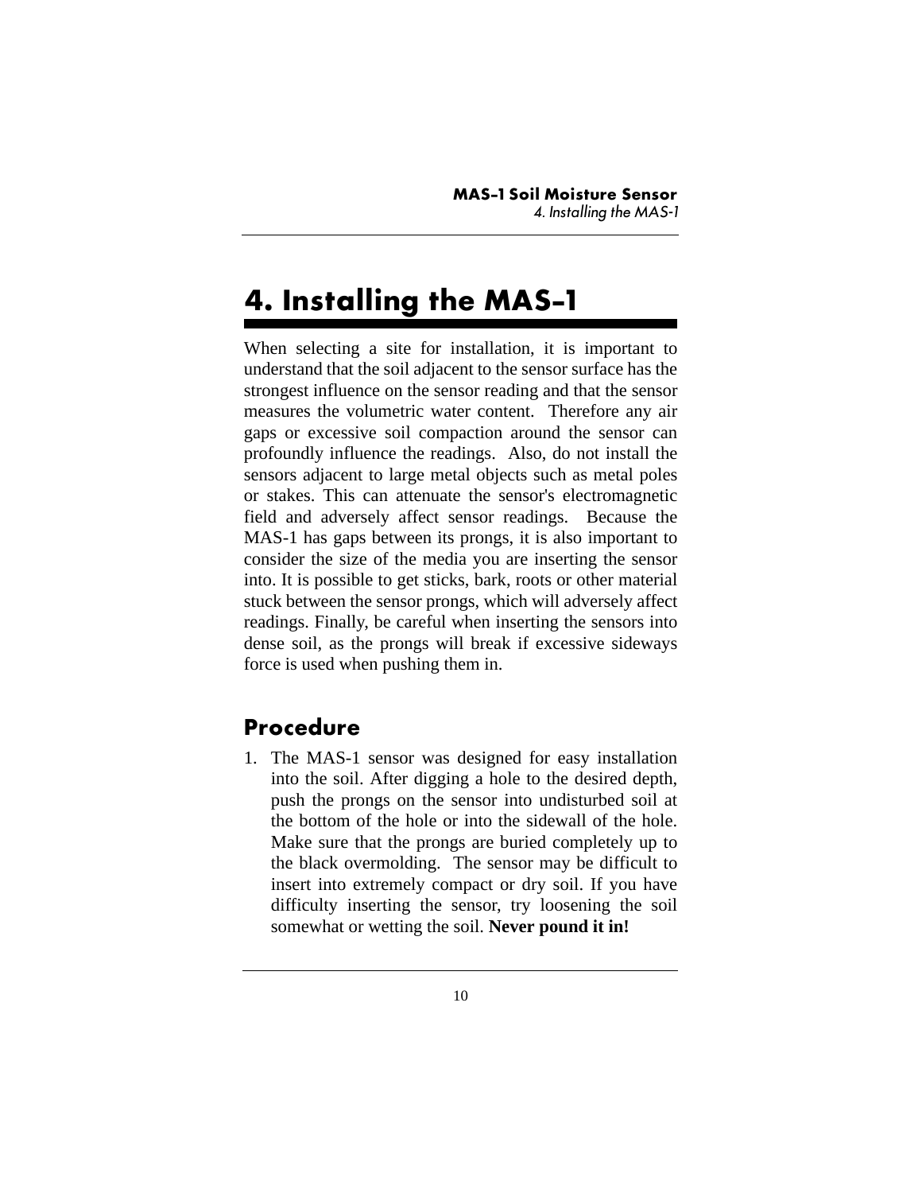# 4. Installing the MAS-1

When selecting a site for installation, it is important to understand that the soil adjacent to the sensor surface has the strongest influence on the sensor reading and that the sensor measures the volumetric water content. Therefore any air gaps or excessive soil compaction around the sensor can profoundly influence the readings. Also, do not install the sensors adjacent to large metal objects such as metal poles or stakes. This can attenuate the sensor's electromagnetic field and adversely affect sensor readings. Because the MAS-1 has gaps between its prongs, it is also important to consider the size of the media you are inserting the sensor into. It is possible to get sticks, bark, roots or other material stuck between the sensor prongs, which will adversely affect readings. Finally, be careful when inserting the sensors into dense soil, as the prongs will break if excessive sideways force is used when pushing them in.

## Procedure

1. The MAS-1 sensor was designed for easy installation into the soil. After digging a hole to the desired depth, push the prongs on the sensor into undisturbed soil at the bottom of the hole or into the sidewall of the hole. Make sure that the prongs are buried completely up to the black overmolding. The sensor may be difficult to insert into extremely compact or dry soil. If you have difficulty inserting the sensor, try loosening the soil somewhat or wetting the soil. **Never pound it in!**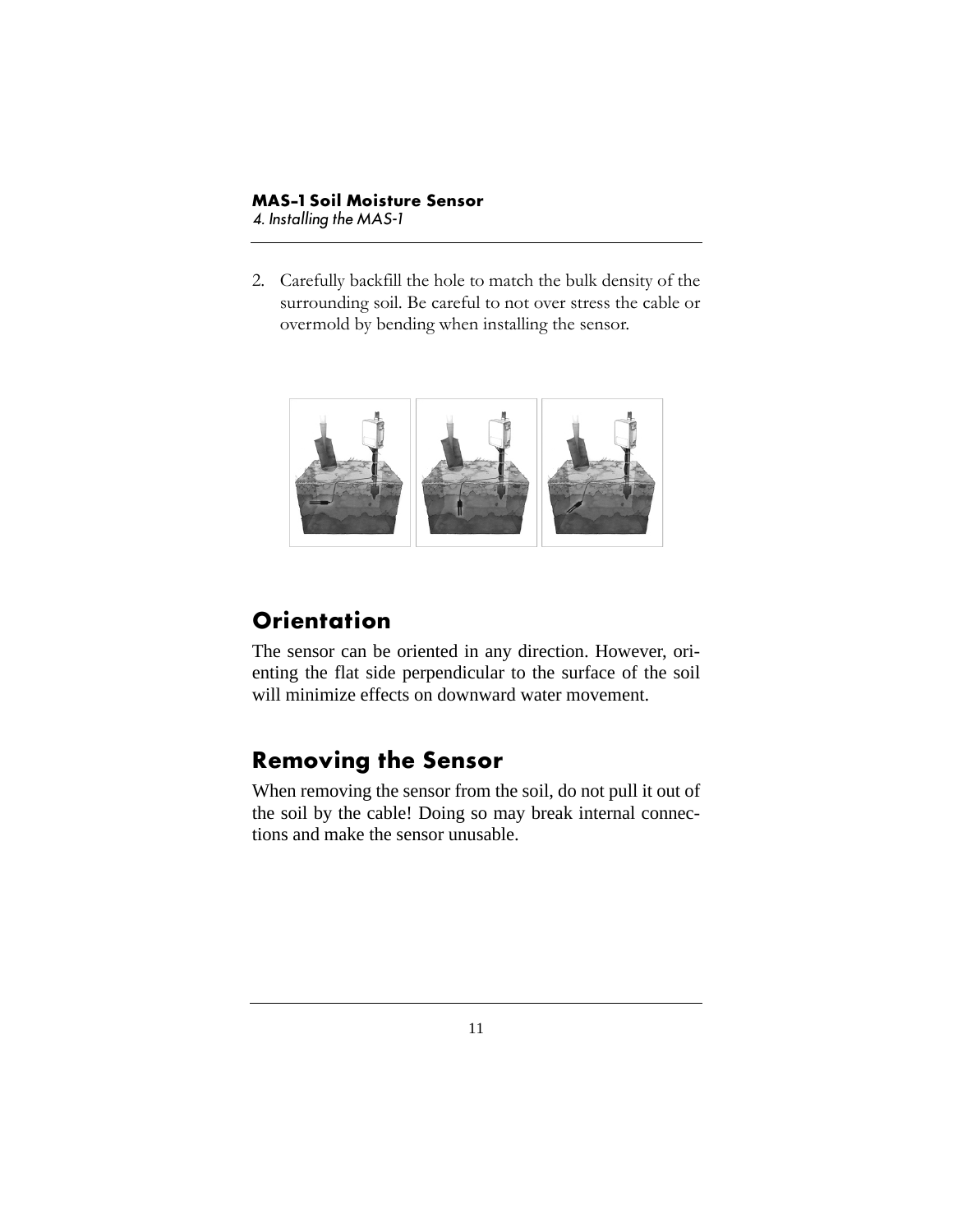2. Carefully backfill the hole to match the bulk density of the surrounding soil. Be careful to not over stress the cable or overmold by bending when installing the sensor.

## Orientation

The sensor can be oriented in any direction. However, orienting the flat side perpendicular to the surface of the soil will minimize effects on downward water movement.

## Removing the Sensor

When removing the sensor from the soil, do not pull it out of the soil by the cable! Doing so may break internal connections and make the sensor unusable.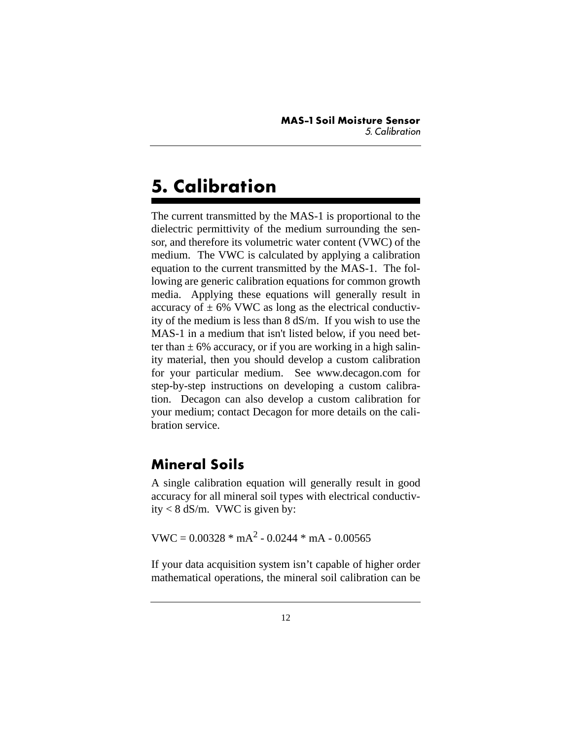# 5. Calibration

The current transmitted by the MAS-1 is proportional to the dielectric permittivity of the medium surrounding the sensor, and therefore its volumetric water content (VWC) of the medium. The VWC is calculated by applying a calibration equation to the current transmitted by the MAS-1. The following are generic calibration equations for common growth media. Applying these equations will generally result in accuracy of ± 6% VWC as long as the electrical conductivity of the medium is less than 8 dS/m. If you wish to use the MAS-1 in a medium that isn't listed below, if you need better than ± 6% accuracy, or if you are working in a high salinity material, then you should develop a custom calibration for your particular medium. See www.decagon.com for step-by-step instructions on developing a custom calibration. Decagon can also develop a custom calibration for your medium; contact Decagon for more details on the calibration service.

## Mineral Soils

A single calibration equation will generally result in good accuracy for all mineral soil types with electrical conductivity < 8 dS/m. VWC is given by:

$$VWC = 0.00328 * mA^2 - 0.0244 * mA - 0.00565$$

If your data acquisition system isn't capable of higher order mathematical operations, the mineral soil calibration can be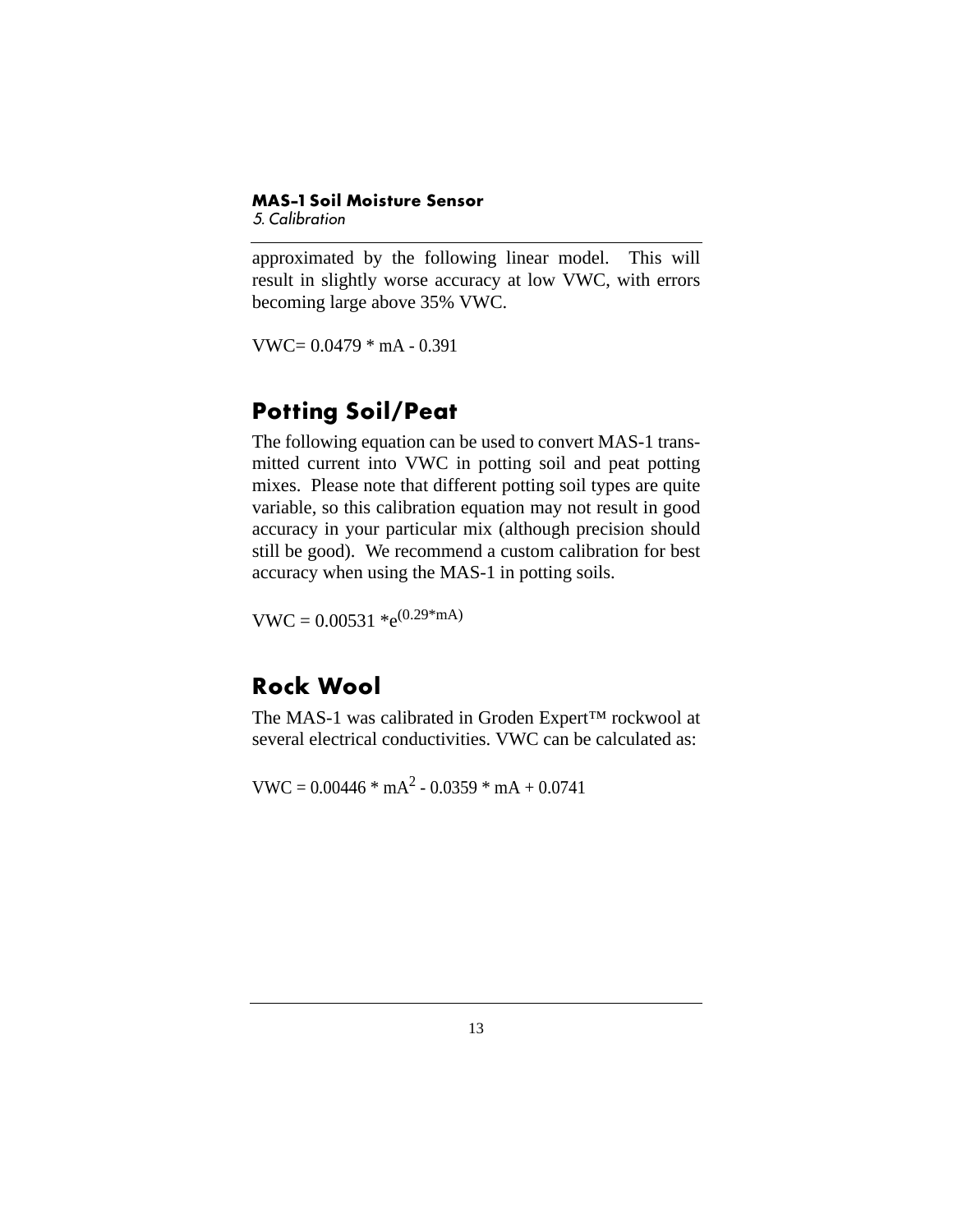approximated by the following linear model. This will result in slightly worse accuracy at low VWC, with errors becoming large above 35% VWC.

$$VWC = 0.0479 * mA - 0.391$$

## Potting Soil/Peat

The following equation can be used to convert MAS-1 transmitted current into VWC in potting soil and peat potting mixes. Please note that different potting soil types are quite variable, so this calibration equation may not result in good accuracy in your particular mix (although precision should still be good). We recommend a custom calibration for best accuracy when using the MAS-1 in potting soils.

$$VWC = 0.00531 * e^{(0.29*mA)}$$

## Rock Wool

The MAS-1 was calibrated in Groden Expert™ rockwool at several electrical conductivities. VWC can be calculated as:

$$VWC = 0.00446 * mA^2 - 0.0359 * mA + 0.0741$$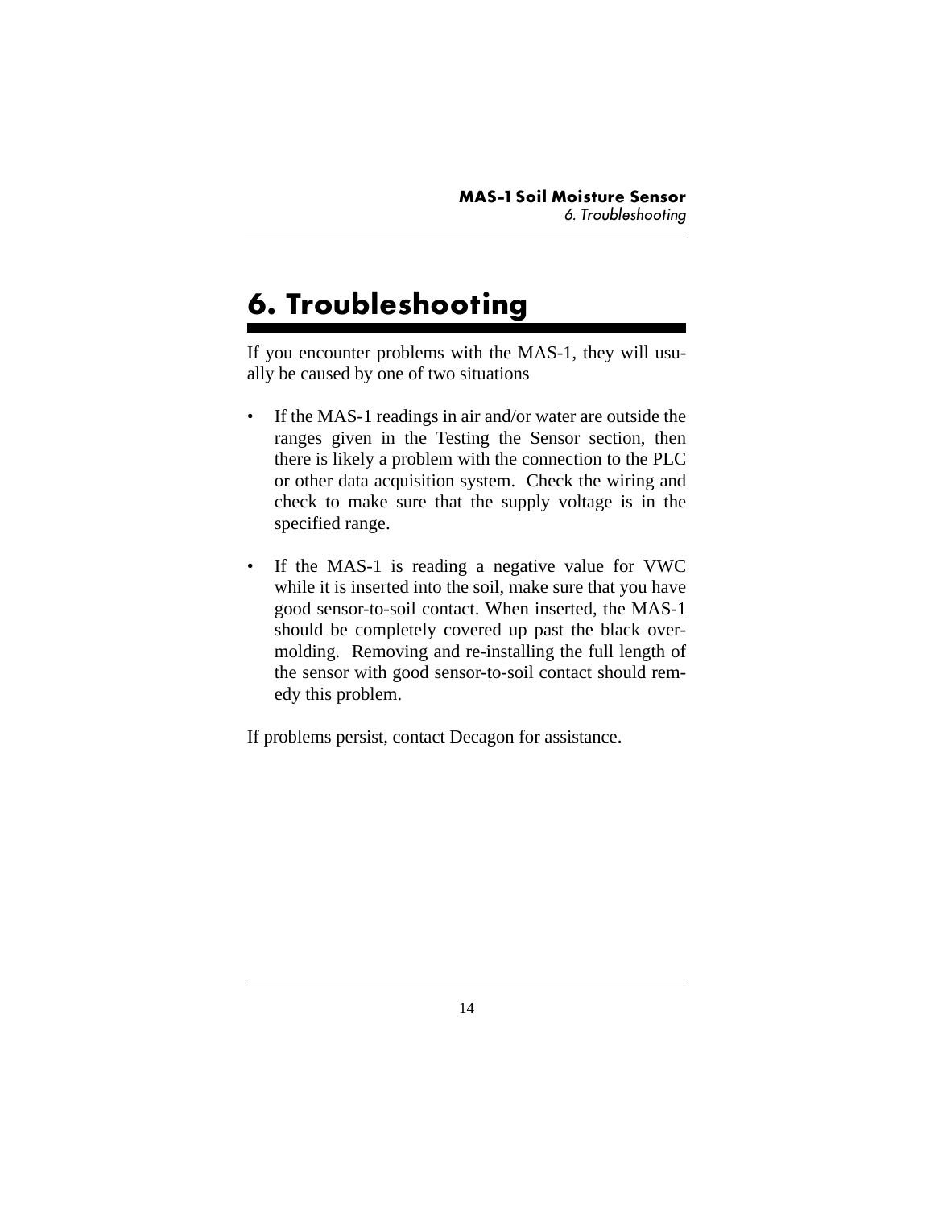# 6. Troubleshooting

If you encounter problems with the MAS-1, they will usually be caused by one of two situations

- If the MAS-1 readings in air and/or water are outside the ranges given in the Testing the Sensor section, then there is likely a problem with the connection to the PLC or other data acquisition system. Check the wiring and check to make sure that the supply voltage is in the specified range.

- If the MAS-1 is reading a negative value for VWC while it is inserted into the soil, make sure that you have good sensor-to-soil contact. When inserted, the MAS-1 should be completely covered up past the black overmolding. Removing and re-installing the full length of the sensor with good sensor-to-soil contact should remedy this problem.

If problems persist, contact Decagon for assistance.